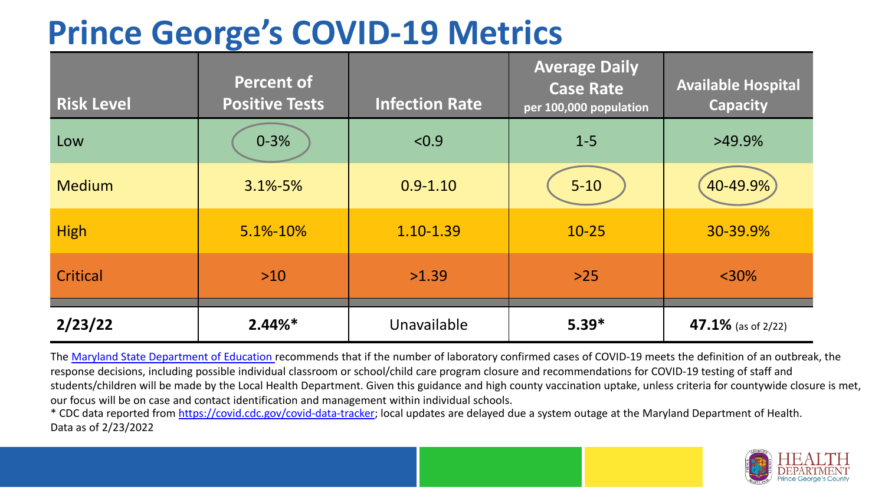# Prince George's COVID-19 Metrics

| Risk Level | Percent of Positive Tests | Infection Rate | Average Daily Case Rate per 100,000 population | Available Hospital Capacity |
|---|---|---|---|---|
| Low | 0-3% | <0.9 | 1-5 | >49.9% |
| Medium | 3.1%-5% | 0.9-1.10 | 5-10 | 40-49.9% |
| High | 5.1%-10% | 1.10-1.39 | 10-25 | 30-39.9% |
| Critical | >10 | >1.39 | >25 | <30% |
| **2/23/22** | **2.44%*** | Unavailable | **5.39*** | **47.1%** (as of 2/22) |

The Maryland State Department of Education recommends that if the number of laboratory confirmed cases of COVID-19 meets the definition of an outbreak, the response decisions, including possible individual classroom or school/child care program closure and recommendations for COVID-19 testing of staff and students/children will be made by the Local Health Department. Given this guidance and high county vaccination uptake, unless criteria for countywide closure is met, our focus will be on case and contact identification and management within individual schools.

* CDC data reported from https://covid.cdc.gov/covid-data-tracker; local updates are delayed due a system outage at the Maryland Department of Health.

Data as of 2/23/2022

HEALTH DEPARTMENT Prince George's County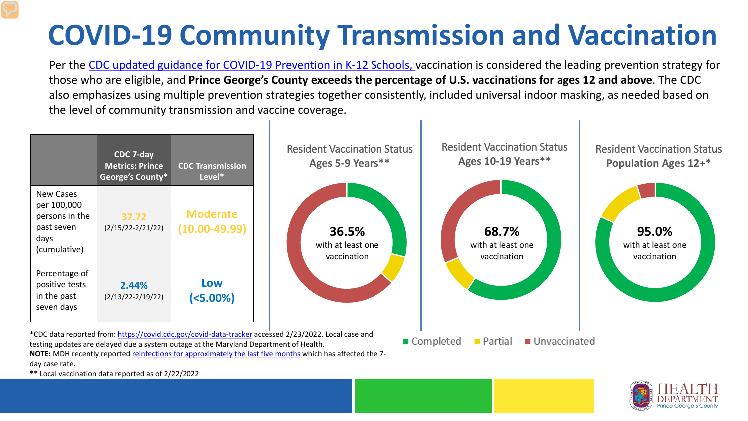# COVID-19 Community Transmission and Vaccination

Per the CDC updated guidance for COVID-19 Prevention in K-12 Schools, vaccination is considered the leading prevention strategy for those who are eligible, and **Prince George's County exceeds the percentage of U.S. vaccinations for ages 12 and above**. The CDC also emphasizes using multiple prevention strategies together consistently, included universal indoor masking, as needed based on the level of community transmission and vaccine coverage.

| | CDC 7-day Metrics: Prince George's County* | CDC Transmission Level* |
|---|---|---|
| New Cases per 100,000 persons in the past seven days (cumulative) | 37.72 (2/15/22-2/21/22) | Moderate (10.00-49.99) |
| Percentage of positive tests in the past seven days | 2.44% (2/13/22-2/19/22) | Low (<5.00%) |

**Resident Vaccination Status Ages 5-9 Years****

36.5% with at least one vaccination

**Resident Vaccination Status Ages 10-19 Years****

68.7% with at least one vaccination

**Resident Vaccination Status Population Ages 12+***

95.0% with at least one vaccination

■ Completed ■ Partial ■ Unvaccinated

*CDC data reported from: https://covid.cdc.gov/covid-data-tracker accessed 2/23/2022. Local case and testing updates are delayed due a system outage at the Maryland Department of Health.

**NOTE:** MDH recently reported reinfections for approximately the last five months which has affected the 7-day case rate.

** Local vaccination data reported as of 2/22/2022

HEALTH DEPARTMENT Prince George's County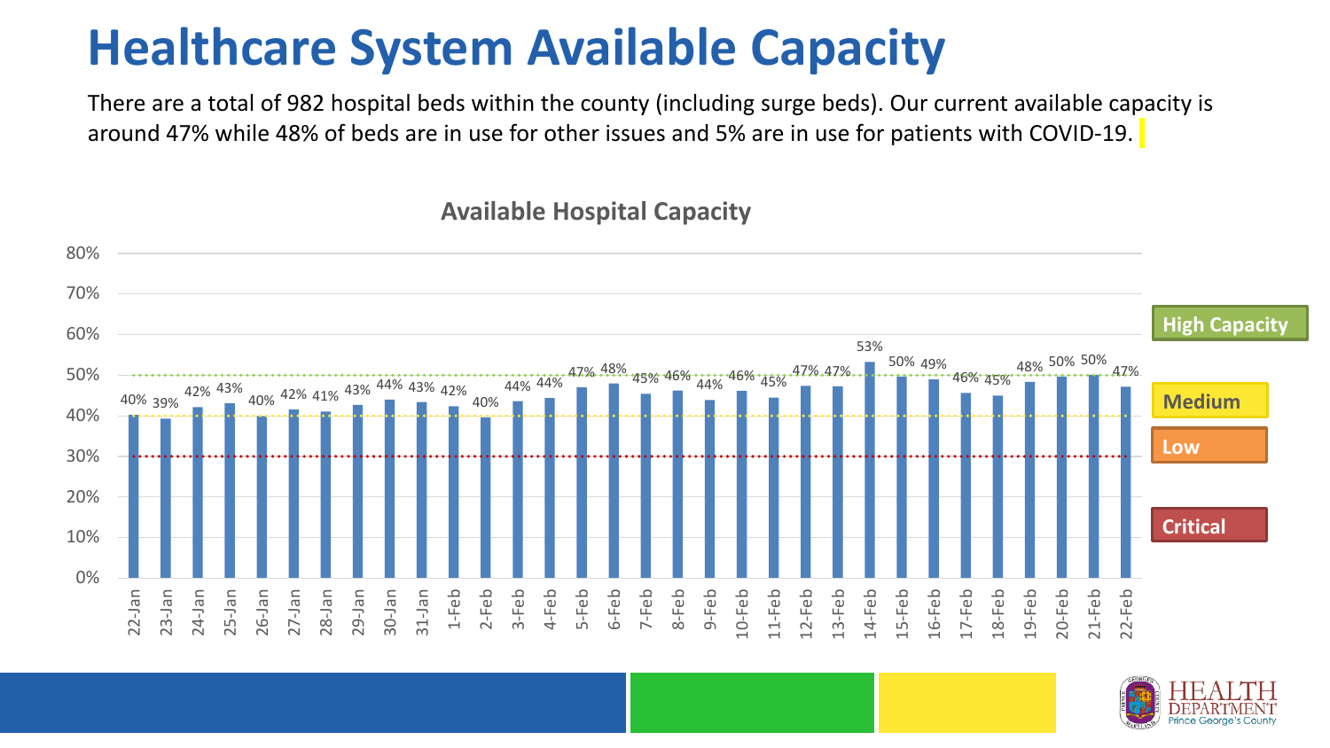# Healthcare System Available Capacity

There are a total of 982 hospital beds within the county (including surge beds). Our current available capacity is around 47% while 48% of beds are in use for other issues and 5% are in use for patients with COVID-19.

**Available Hospital Capacity**

80%
70%
60%
50%
40%
30%
20%
10%
0%

40% 39% 42% 43% 40% 42% 41% 43% 44% 43% 42% 40% 44% 44% 47% 48% 45% 46% 44% 46% 45% 47% 47% 53% 50% 49% 46% 45% 48% 50% 50% 47%

22-Jan 23-Jan 24-Jan 25-Jan 26-Jan 27-Jan 28-Jan 29-Jan 30-Jan 31-Jan 1-Feb 2-Feb 3-Feb 4-Feb 5-Feb 6-Feb 7-Feb 8-Feb 9-Feb 10-Feb 11-Feb 12-Feb 13-Feb 14-Feb 15-Feb 16-Feb 17-Feb 18-Feb 19-Feb 20-Feb 21-Feb 22-Feb

High Capacity
Medium
Low
Critical